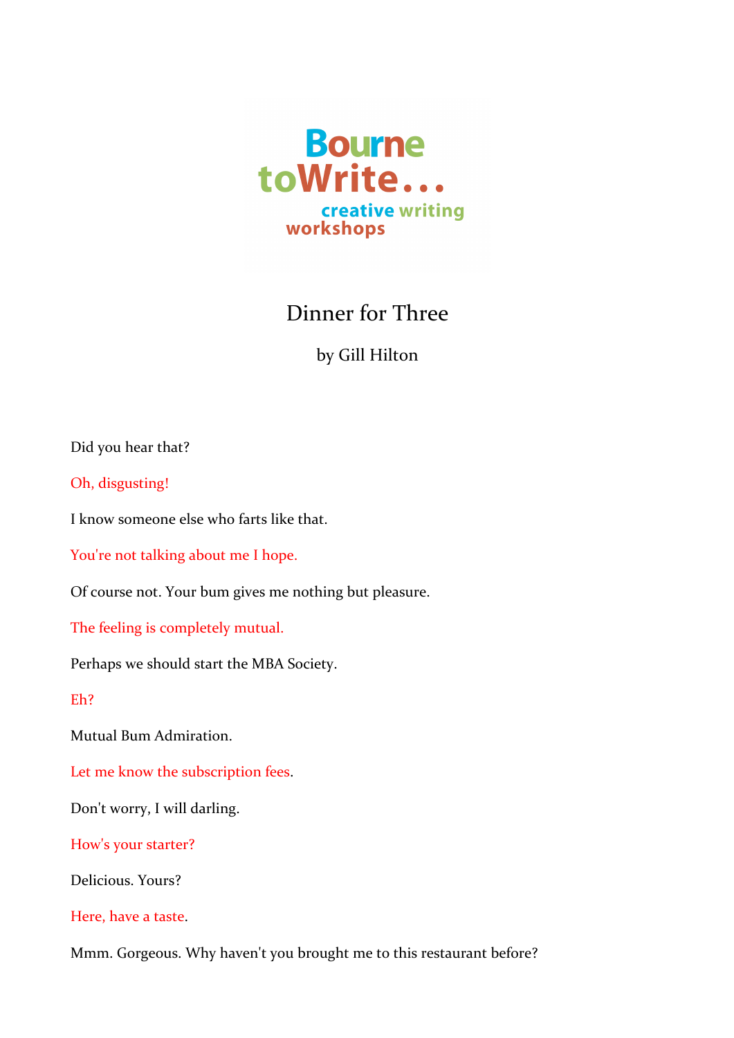Bourne toWrite... creative writing workshops

# Dinner for Three

by Gill Hilton

Did you hear that?

Oh, disgusting!

I know someone else who farts like that.

You're not talking about me I hope.

Of course not. Your bum gives me nothing but pleasure.

The feeling is completely mutual.

Perhaps we should start the MBA Society.

Eh?

Mutual Bum Admiration.

Let me know the subscription fees.

Don't worry, I will darling.

How's your starter?

Delicious. Yours?

Here, have a taste.

Mmm. Gorgeous. Why haven't you brought me to this restaurant before?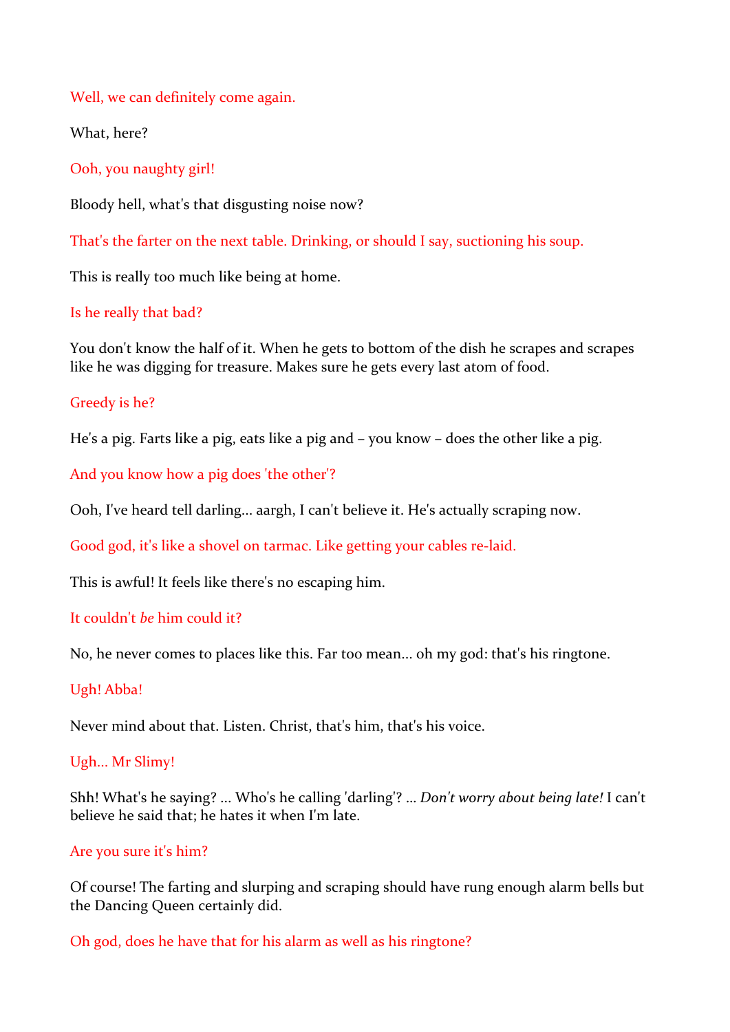Well, we can definitely come again.

What, here?

Ooh, you naughty girl!

Bloody hell, what's that disgusting noise now?

That's the farter on the next table. Drinking, or should I say, suctioning his soup.

This is really too much like being at home.

Is he really that bad?

You don't know the half of it. When he gets to bottom of the dish he scrapes and scrapes like he was digging for treasure. Makes sure he gets every last atom of food.

Greedy is he?

He's a pig. Farts like a pig, eats like a pig and – you know – does the other like a pig.

And you know how a pig does 'the other'?

Ooh, I've heard tell darling... aargh, I can't believe it. He's actually scraping now.

Good god, it's like a shovel on tarmac. Like getting your cables re-laid.

This is awful! It feels like there's no escaping him.

It couldn't *be* him could it?

No, he never comes to places like this. Far too mean... oh my god: that's his ringtone.

Ugh! Abba!

Never mind about that. Listen. Christ, that's him, that's his voice.

Ugh... Mr Slimy!

Shh! What's he saying? ... Who's he calling 'darling'? ... *Don't worry about being late!* I can't believe he said that; he hates it when I'm late.

Are you sure it's him?

Of course! The farting and slurping and scraping should have rung enough alarm bells but the Dancing Queen certainly did.

Oh god, does he have that for his alarm as well as his ringtone?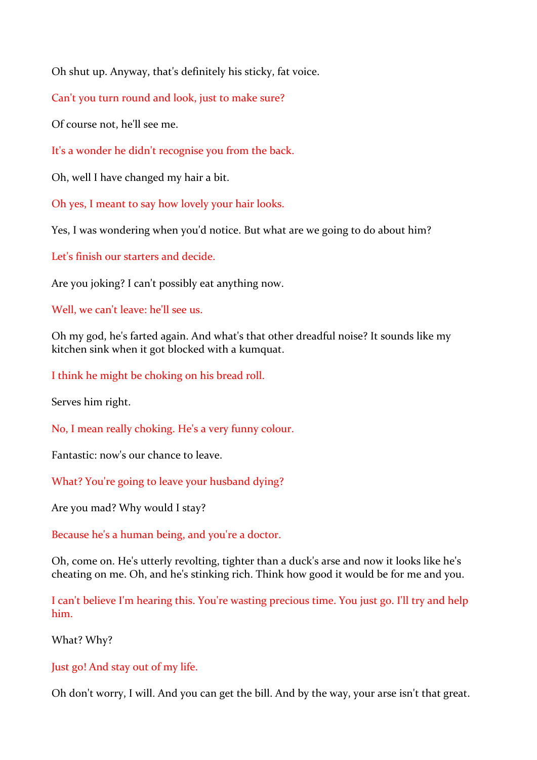Oh shut up. Anyway, that's definitely his sticky, fat voice.

Can't you turn round and look, just to make sure?

Of course not, he'll see me.

It's a wonder he didn't recognise you from the back.

Oh, well I have changed my hair a bit.

Oh yes, I meant to say how lovely your hair looks.

Yes, I was wondering when you'd notice. But what are we going to do about him?

Let's finish our starters and decide.

Are you joking? I can't possibly eat anything now.

Well, we can't leave: he'll see us.

Oh my god, he's farted again. And what's that other dreadful noise? It sounds like my kitchen sink when it got blocked with a kumquat.

I think he might be choking on his bread roll.

Serves him right.

No, I mean really choking. He's a very funny colour.

Fantastic: now's our chance to leave.

What? You're going to leave your husband dying?

Are you mad? Why would I stay?

Because he's a human being, and you're a doctor.

Oh, come on. He's utterly revolting, tighter than a duck's arse and now it looks like he's cheating on me. Oh, and he's stinking rich. Think how good it would be for me and you.

I can't believe I'm hearing this. You're wasting precious time. You just go. I'll try and help him.

What? Why?

Just go! And stay out of my life.

Oh don't worry, I will. And you can get the bill. And by the way, your arse isn't that great.